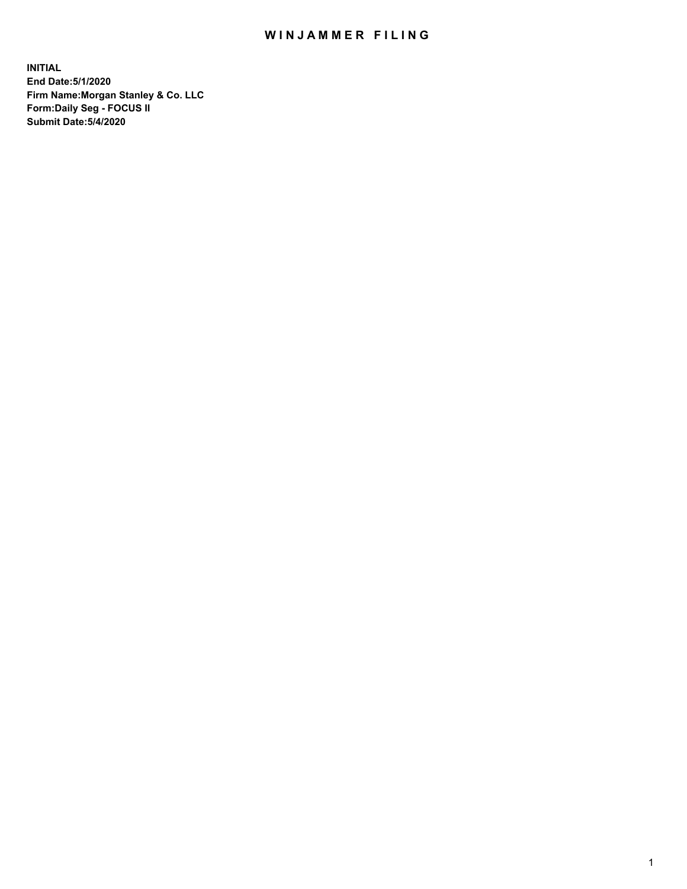# WINJAMMER FILING

**INITIAL**
**End Date:5/1/2020**
**Firm Name:Morgan Stanley & Co. LLC**
**Form:Daily Seg - FOCUS II**
**Submit Date:5/4/2020**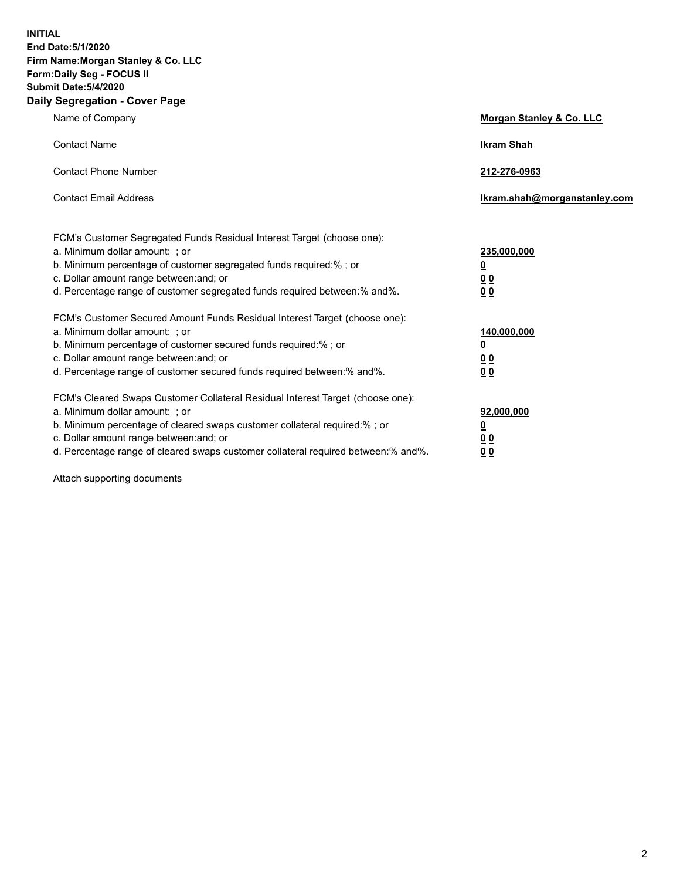**INITIAL**
**End Date:5/1/2020**
**Firm Name:Morgan Stanley & Co. LLC**
**Form:Daily Seg - FOCUS II**
**Submit Date:5/4/2020**

## Daily Segregation - Cover Page

| | |
|---|---|
| Name of Company | **Morgan Stanley & Co. LLC** |
| Contact Name | **Ikram Shah** |
| Contact Phone Number | **212-276-0963** |
| Contact Email Address | **Ikram.shah@morganstanley.com** |

| | |
|---|---|
| FCM's Customer Segregated Funds Residual Interest Target (choose one): | |
| a. Minimum dollar amount: ; or | **235,000,000** |
| b. Minimum percentage of customer segregated funds required:% ; or | **0** |
| c. Dollar amount range between:and; or | **0 0** |
| d. Percentage range of customer segregated funds required between:% and%. | **0 0** |
| FCM's Customer Secured Amount Funds Residual Interest Target (choose one): | |
| a. Minimum dollar amount: ; or | **140,000,000** |
| b. Minimum percentage of customer secured funds required:% ; or | **0** |
| c. Dollar amount range between:and; or | **0 0** |
| d. Percentage range of customer secured funds required between:% and%. | **0 0** |
| FCM's Cleared Swaps Customer Collateral Residual Interest Target (choose one): | |
| a. Minimum dollar amount: ; or | **92,000,000** |
| b. Minimum percentage of cleared swaps customer collateral required:% ; or | **0** |
| c. Dollar amount range between:and; or | **0 0** |
| d. Percentage range of cleared swaps customer collateral required between:% and%. | **0 0** |

Attach supporting documents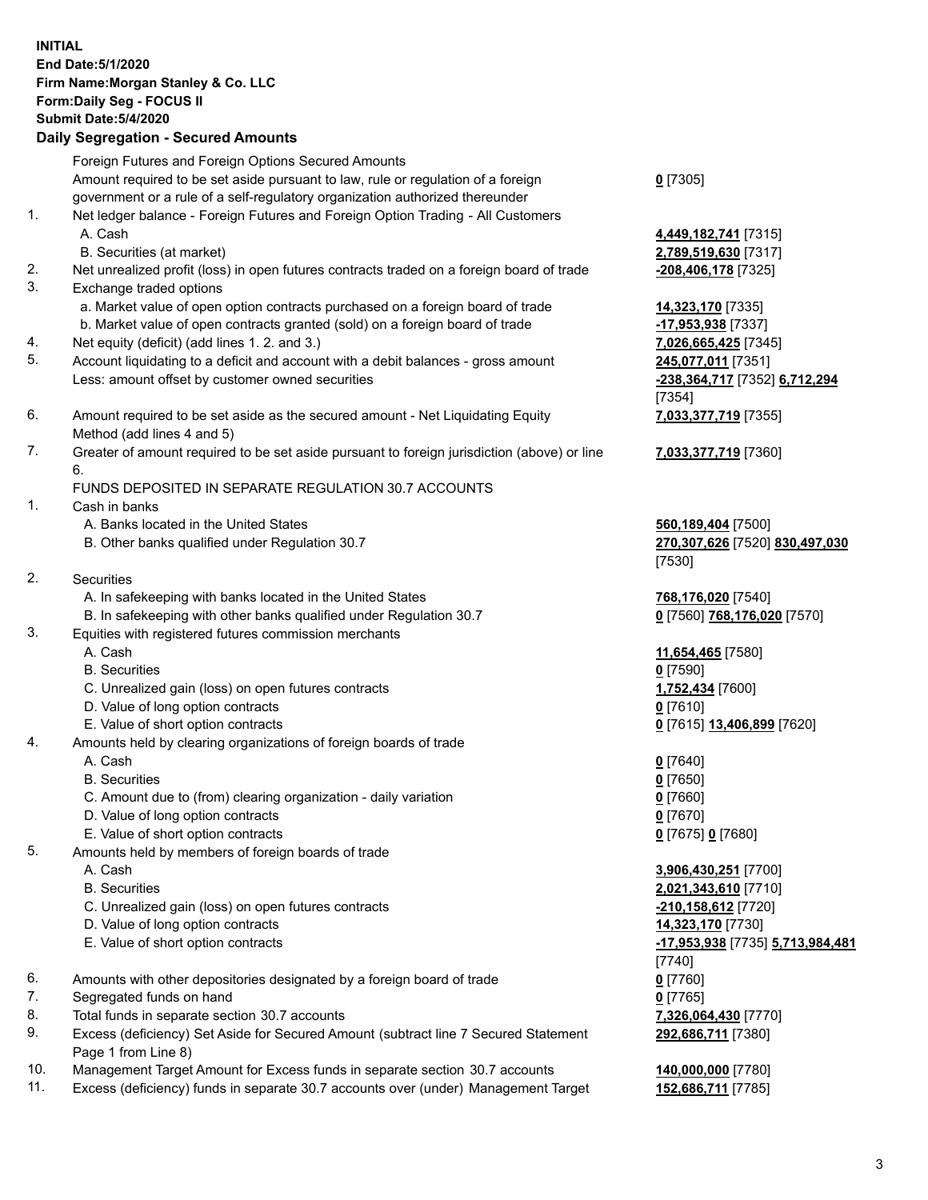**INITIAL**
**End Date:5/1/2020**
**Firm Name:Morgan Stanley & Co. LLC**
**Form:Daily Seg - FOCUS II**
**Submit Date:5/4/2020**
**Daily Segregation - Secured Amounts**

| | | |
|---|---|---|
| | Foreign Futures and Foreign Options Secured Amounts | |
| | Amount required to be set aside pursuant to law, rule or regulation of a foreign government or a rule of a self-regulatory organization authorized thereunder | **0** [7305] |
| 1. | Net ledger balance - Foreign Futures and Foreign Option Trading - All Customers | |
| | A. Cash | **4,449,182,741** [7315] |
| | B. Securities (at market) | **2,789,519,630** [7317] |
| 2. | Net unrealized profit (loss) in open futures contracts traded on a foreign board of trade | **-208,406,178** [7325] |
| 3. | Exchange traded options | |
| | a. Market value of open option contracts purchased on a foreign board of trade | **14,323,170** [7335] |
| | b. Market value of open contracts granted (sold) on a foreign board of trade | **-17,953,938** [7337] |
| 4. | Net equity (deficit) (add lines 1. 2. and 3.) | **7,026,665,425** [7345] |
| 5. | Account liquidating to a deficit and account with a debit balances - gross amount | **245,077,011** [7351] |
| | Less: amount offset by customer owned securities | **-238,364,717** [7352] **6,712,294** [7354] |
| 6. | Amount required to be set aside as the secured amount - Net Liquidating Equity Method (add lines 4 and 5) | **7,033,377,719** [7355] |
| 7. | Greater of amount required to be set aside pursuant to foreign jurisdiction (above) or line 6. | **7,033,377,719** [7360] |
| | FUNDS DEPOSITED IN SEPARATE REGULATION 30.7 ACCOUNTS | |
| 1. | Cash in banks | |
| | A. Banks located in the United States | **560,189,404** [7500] |
| | B. Other banks qualified under Regulation 30.7 | **270,307,626** [7520] **830,497,030** [7530] |
| 2. | Securities | |
| | A. In safekeeping with banks located in the United States | **768,176,020** [7540] |
| | B. In safekeeping with other banks qualified under Regulation 30.7 | **0** [7560] **768,176,020** [7570] |
| 3. | Equities with registered futures commission merchants | |
| | A. Cash | **11,654,465** [7580] |
| | B. Securities | **0** [7590] |
| | C. Unrealized gain (loss) on open futures contracts | **1,752,434** [7600] |
| | D. Value of long option contracts | **0** [7610] |
| | E. Value of short option contracts | **0** [7615] **13,406,899** [7620] |
| 4. | Amounts held by clearing organizations of foreign boards of trade | |
| | A. Cash | **0** [7640] |
| | B. Securities | **0** [7650] |
| | C. Amount due to (from) clearing organization - daily variation | **0** [7660] |
| | D. Value of long option contracts | **0** [7670] |
| | E. Value of short option contracts | **0** [7675] **0** [7680] |
| 5. | Amounts held by members of foreign boards of trade | |
| | A. Cash | **3,906,430,251** [7700] |
| | B. Securities | **2,021,343,610** [7710] |
| | C. Unrealized gain (loss) on open futures contracts | **-210,158,612** [7720] |
| | D. Value of long option contracts | **14,323,170** [7730] |
| | E. Value of short option contracts | **-17,953,938** [7735] **5,713,984,481** [7740] |
| 6. | Amounts with other depositories designated by a foreign board of trade | **0** [7760] |
| 7. | Segregated funds on hand | **0** [7765] |
| 8. | Total funds in separate section 30.7 accounts | **7,326,064,430** [7770] |
| 9. | Excess (deficiency) Set Aside for Secured Amount (subtract line 7 Secured Statement Page 1 from Line 8) | **292,686,711** [7380] |
| 10. | Management Target Amount for Excess funds in separate section 30.7 accounts | **140,000,000** [7780] |
| 11. | Excess (deficiency) funds in separate 30.7 accounts over (under) Management Target | **152,686,711** [7785] |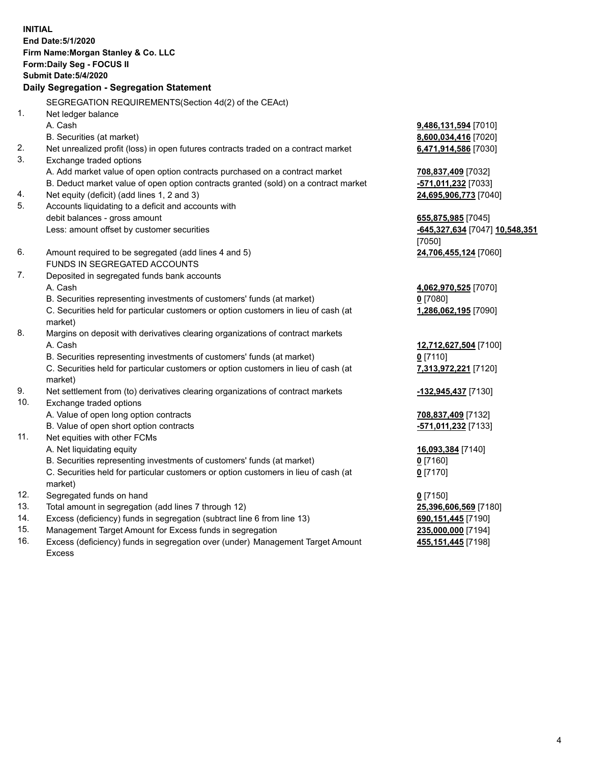**INITIAL**
**End Date:5/1/2020**
**Firm Name:Morgan Stanley & Co. LLC**
**Form:Daily Seg - FOCUS II**
**Submit Date:5/4/2020**

## Daily Segregation - Segregation Statement

SEGREGATION REQUIREMENTS(Section 4d(2) of the CEAct)

| | | |
|---|---|---|
| 1. | Net ledger balance | |
| | A. Cash | **9,486,131,594** [7010] |
| | B. Securities (at market) | **8,600,034,416** [7020] |
| 2. | Net unrealized profit (loss) in open futures contracts traded on a contract market | **6,471,914,586** [7030] |
| 3. | Exchange traded options | |
| | A. Add market value of open option contracts purchased on a contract market | **708,837,409** [7032] |
| | B. Deduct market value of open option contracts granted (sold) on a contract market | **-571,011,232** [7033] |
| 4. | Net equity (deficit) (add lines 1, 2 and 3) | **24,695,906,773** [7040] |
| 5. | Accounts liquidating to a deficit and accounts with debit balances - gross amount | **655,875,985** [7045] |
| | Less: amount offset by customer securities | **-645,327,634** [7047] **10,548,351** [7050] |
| 6. | Amount required to be segregated (add lines 4 and 5) | **24,706,455,124** [7060] |
| | FUNDS IN SEGREGATED ACCOUNTS | |
| 7. | Deposited in segregated funds bank accounts | |
| | A. Cash | **4,062,970,525** [7070] |
| | B. Securities representing investments of customers' funds (at market) | **0** [7080] |
| | C. Securities held for particular customers or option customers in lieu of cash (at market) | **1,286,062,195** [7090] |
| 8. | Margins on deposit with derivatives clearing organizations of contract markets | |
| | A. Cash | **12,712,627,504** [7100] |
| | B. Securities representing investments of customers' funds (at market) | **0** [7110] |
| | C. Securities held for particular customers or option customers in lieu of cash (at market) | **7,313,972,221** [7120] |
| 9. | Net settlement from (to) derivatives clearing organizations of contract markets | **-132,945,437** [7130] |
| 10. | Exchange traded options | |
| | A. Value of open long option contracts | **708,837,409** [7132] |
| | B. Value of open short option contracts | **-571,011,232** [7133] |
| 11. | Net equities with other FCMs | |
| | A. Net liquidating equity | **16,093,384** [7140] |
| | B. Securities representing investments of customers' funds (at market) | **0** [7160] |
| | C. Securities held for particular customers or option customers in lieu of cash (at market) | **0** [7170] |
| 12. | Segregated funds on hand | **0** [7150] |
| 13. | Total amount in segregation (add lines 7 through 12) | **25,396,606,569** [7180] |
| 14. | Excess (deficiency) funds in segregation (subtract line 6 from line 13) | **690,151,445** [7190] |
| 15. | Management Target Amount for Excess funds in segregation | **235,000,000** [7194] |
| 16. | Excess (deficiency) funds in segregation over (under) Management Target Amount Excess | **455,151,445** [7198] |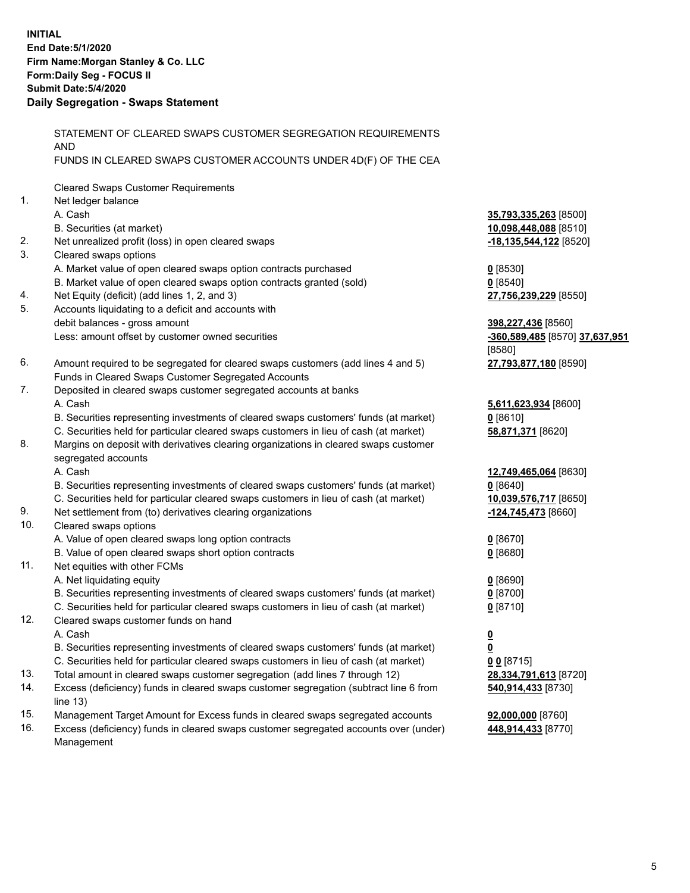**INITIAL**
**End Date:5/1/2020**
**Firm Name:Morgan Stanley & Co. LLC**
**Form:Daily Seg - FOCUS II**
**Submit Date:5/4/2020**
**Daily Segregation - Swaps Statement**

STATEMENT OF CLEARED SWAPS CUSTOMER SEGREGATION REQUIREMENTS AND FUNDS IN CLEARED SWAPS CUSTOMER ACCOUNTS UNDER 4D(F) OF THE CEA

| | | |
|---|---|---|
| | Cleared Swaps Customer Requirements | |
| 1. | Net ledger balance | |
| | A. Cash | **35,793,335,263** [8500] |
| | B. Securities (at market) | **10,098,448,088** [8510] |
| 2. | Net unrealized profit (loss) in open cleared swaps | **-18,135,544,122** [8520] |
| 3. | Cleared swaps options | |
| | A. Market value of open cleared swaps option contracts purchased | **0** [8530] |
| | B. Market value of open cleared swaps option contracts granted (sold) | **0** [8540] |
| 4. | Net Equity (deficit) (add lines 1, 2, and 3) | **27,756,239,229** [8550] |
| 5. | Accounts liquidating to a deficit and accounts with debit balances - gross amount | **398,227,436** [8560] |
| | Less: amount offset by customer owned securities | **-360,589,485** [8570] **37,637,951** [8580] |
| 6. | Amount required to be segregated for cleared swaps customers (add lines 4 and 5) | **27,793,877,180** [8590] |
| | Funds in Cleared Swaps Customer Segregated Accounts | |
| 7. | Deposited in cleared swaps customer segregated accounts at banks | |
| | A. Cash | **5,611,623,934** [8600] |
| | B. Securities representing investments of cleared swaps customers' funds (at market) | **0** [8610] |
| | C. Securities held for particular cleared swaps customers in lieu of cash (at market) | **58,871,371** [8620] |
| 8. | Margins on deposit with derivatives clearing organizations in cleared swaps customer segregated accounts | |
| | A. Cash | **12,749,465,064** [8630] |
| | B. Securities representing investments of cleared swaps customers' funds (at market) | **0** [8640] |
| | C. Securities held for particular cleared swaps customers in lieu of cash (at market) | **10,039,576,717** [8650] |
| 9. | Net settlement from (to) derivatives clearing organizations | **-124,745,473** [8660] |
| 10. | Cleared swaps options | |
| | A. Value of open cleared swaps long option contracts | **0** [8670] |
| | B. Value of open cleared swaps short option contracts | **0** [8680] |
| 11. | Net equities with other FCMs | |
| | A. Net liquidating equity | **0** [8690] |
| | B. Securities representing investments of cleared swaps customers' funds (at market) | **0** [8700] |
| | C. Securities held for particular cleared swaps customers in lieu of cash (at market) | **0** [8710] |
| 12. | Cleared swaps customer funds on hand | |
| | A. Cash | **0** |
| | B. Securities representing investments of cleared swaps customers' funds (at market) | **0** |
| | C. Securities held for particular cleared swaps customers in lieu of cash (at market) | **0** **0** [8715] |
| 13. | Total amount in cleared swaps customer segregation (add lines 7 through 12) | **28,334,791,613** [8720] |
| 14. | Excess (deficiency) funds in cleared swaps customer segregation (subtract line 6 from line 13) | **540,914,433** [8730] |
| 15. | Management Target Amount for Excess funds in cleared swaps segregated accounts | **92,000,000** [8760] |
| 16. | Excess (deficiency) funds in cleared swaps customer segregated accounts over (under) Management | **448,914,433** [8770] |